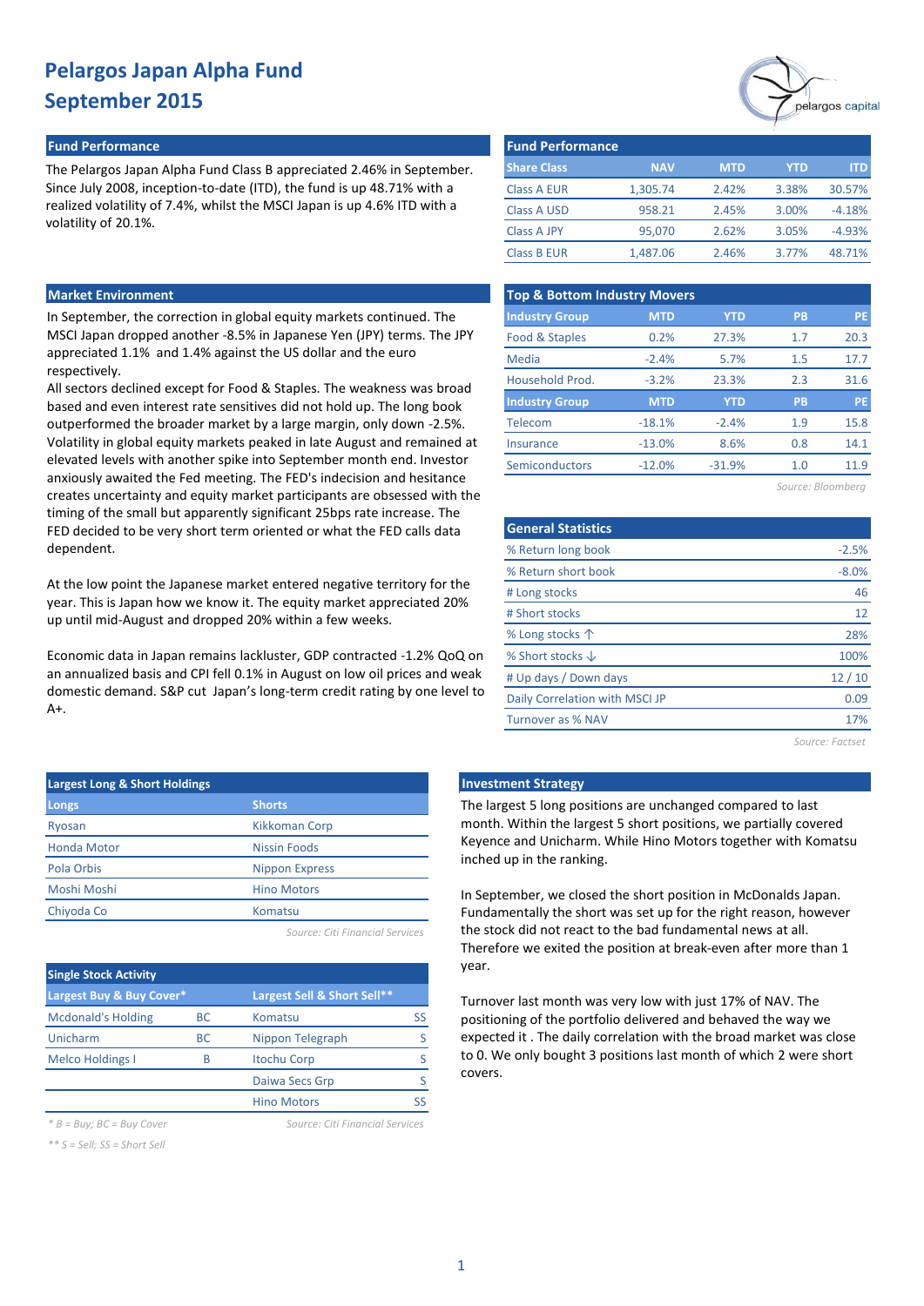# Pelargos Japan Alpha Fund
# September 2015

## Fund Performance

The Pelargos Japan Alpha Fund Class B appreciated 2.46% in September. Since July 2008, inception-to-date (ITD), the fund is up 48.71% with a realized volatility of 7.4%, whilst the MSCI Japan is up 4.6% ITD with a volatility of 20.1%.

### Fund Performance

| Share Class | NAV | MTD | YTD | ITD |
|---|---|---|---|---|
| Class A EUR | 1,305.74 | 2.42% | 3.38% | 30.57% |
| Class A USD | 958.21 | 2.45% | 3.00% | -4.18% |
| Class A JPY | 95,070 | 2.62% | 3.05% | -4.93% |
| Class B EUR | 1,487.06 | 2.46% | 3.77% | 48.71% |

## Market Environment

In September, the correction in global equity markets continued. The MSCI Japan dropped another -8.5% in Japanese Yen (JPY) terms. The JPY appreciated 1.1% and 1.4% against the US dollar and the euro respectively.

All sectors declined except for Food & Staples. The weakness was broad based and even interest rate sensitives did not hold up. The long book outperformed the broader market by a large margin, only down -2.5%. Volatility in global equity markets peaked in late August and remained at elevated levels with another spike into September month end. Investor anxiously awaited the Fed meeting. The FED's indecision and hesitance creates uncertainty and equity market participants are obsessed with the timing of the small but apparently significant 25bps rate increase. The FED decided to be very short term oriented or what the FED calls data dependent.

At the low point the Japanese market entered negative territory for the year. This is Japan how we know it. The equity market appreciated 20% up until mid-August and dropped 20% within a few weeks.

Economic data in Japan remains lackluster, GDP contracted -1.2% QoQ on an annualized basis and CPI fell 0.1% in August on low oil prices and weak domestic demand. S&P cut Japan's long-term credit rating by one level to A+.

### Top & Bottom Industry Movers

| Industry Group | MTD | YTD | PB | PE |
|---|---|---|---|---|
| Food & Staples | 0.2% | 27.3% | 1.7 | 20.3 |
| Media | -2.4% | 5.7% | 1.5 | 17.7 |
| Household Prod. | -3.2% | 23.3% | 2.3 | 31.6 |
| **Industry Group** | **MTD** | **YTD** | **PB** | **PE** |
| Telecom | -18.1% | -2.4% | 1.9 | 15.8 |
| Insurance | -13.0% | 8.6% | 0.8 | 14.1 |
| Semiconductors | -12.0% | -31.9% | 1.0 | 11.9 |

*Source: Bloomberg*

### General Statistics

| | |
|---|---|
| % Return long book | -2.5% |
| % Return short book | -8.0% |
| # Long stocks | 46 |
| # Short stocks | 12 |
| % Long stocks ↑ | 28% |
| % Short stocks ↓ | 100% |
| # Up days / Down days | 12 / 10 |
| Daily Correlation with MSCI JP | 0.09 |
| Turnover as % NAV | 17% |

*Source: Factset*

### Largest Long & Short Holdings

| Longs | Shorts |
|---|---|
| Ryosan | Kikkoman Corp |
| Honda Motor | Nissin Foods |
| Pola Orbis | Nippon Express |
| Moshi Moshi | Hino Motors |
| Chiyoda Co | Komatsu |

*Source: Citi Financial Services*

### Single Stock Activity

| Largest Buy & Buy Cover* | | Largest Sell & Short Sell** | |
|---|---|---|---|
| Mcdonald's Holding | BC | Komatsu | SS |
| Unicharm | BC | Nippon Telegraph | S |
| Melco Holdings I | B | Itochu Corp | S |
| | | Daiwa Secs Grp | S |
| | | Hino Motors | SS |

*\* B = Buy; BC = Buy Cover*

*\*\* S = Sell; SS = Short Sell*

*Source: Citi Financial Services*

## Investment Strategy

The largest 5 long positions are unchanged compared to last month. Within the largest 5 short positions, we partially covered Keyence and Unicharm. While Hino Motors together with Komatsu inched up in the ranking.

In September, we closed the short position in McDonalds Japan. Fundamentally the short was set up for the right reason, however the stock did not react to the bad fundamental news at all. Therefore we exited the position at break-even after more than 1 year.

Turnover last month was very low with just 17% of NAV. The positioning of the portfolio delivered and behaved the way we expected it . The daily correlation with the broad market was close to 0. We only bought 3 positions last month of which 2 were short covers.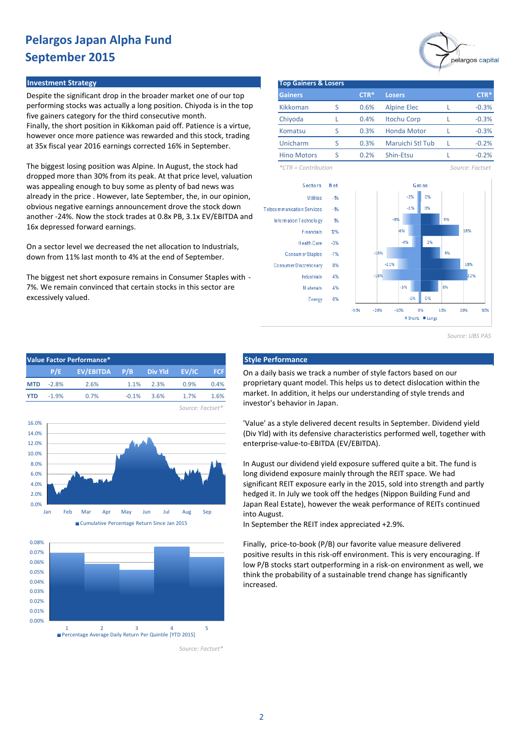# Pelargos Japan Alpha Fund
# September 2015

## Investment Strategy

Despite the significant drop in the broader market one of our top performing stocks was actually a long position. Chiyoda is in the top five gainers category for the third consecutive month.
Finally, the short position in Kikkoman paid off. Patience is a virtue, however once more patience was rewarded and this stock, trading at 35x fiscal year 2016 earnings corrected 16% in September.

The biggest losing position was Alpine. In August, the stock had dropped more than 30% from its peak. At that price level, valuation was appealing enough to buy some as plenty of bad news was already in the price . However, late September, the, in our opinion, obvious negative earnings announcement drove the stock down another -24%. Now the stock trades at 0.8x PB, 3.1x EV/EBITDA and 16x depressed forward earnings.

On a sector level we decreased the net allocation to Industrials, down from 11% last month to 4% at the end of September.

The biggest net short exposure remains in Consumer Staples with -7%. We remain convinced that certain stocks in this sector are excessively valued.

## Top Gainers & Losers

| Gainers | | CTR* | Losers | | CTR* |
|---|---|---|---|---|---|
| Kikkoman | S | 0.6% | Alpine Elec | L | -0.3% |
| Chiyoda | L | 0.4% | Itochu Corp | L | -0.3% |
| Komatsu | S | 0.3% | Honda Motor | L | -0.3% |
| Unicharm | S | 0.3% | Maruichi Stl Tub | L | -0.2% |
| Hino Motors | S | 0.2% | Shin-Etsu | L | -0.2% |

*CTR = Contribution

Source: Factset

| Sectors | Net | Gross Shorts | Gross Longs |
|---|---|---|---|
| Utilities | -1% | -2% | 0% |
| Telecommunication Services | -1% | -1% | 0% |
| Information Technology | 1% | -8% | 9% |
| Financials | 12% | -6% | 18% |
| Health Care | -3% | -4% | 1% |
| Consumer Staples | -7% | -16% | 9% |
| Consumer Discretionary | 8% | -11% | 18% |
| Industrials | 4% | -18% | 22% |
| Materials | 4% | -5% | 8% |
| Energy | 0% | -1% | 0% |

Source: UBS PAS

## Value Factor Performance*

| | P/E | EV/EBITDA | P/B | Div Yld | EV/IC | FCF |
|---|---|---|---|---|---|---|
| MTD | -2.8% | 2.6% | 1.1% | 2.3% | 0.9% | 0.4% |
| YTD | -1.9% | 0.7% | -0.1% | 3.6% | 1.7% | 1.6% |

Source: Factset*

Cumulative Percentage Return Since Jan 2015

Percentage Average Daily Return Per Quintile [YTD 2015]

Source: Factset*

## Style Performance

On a daily basis we track a number of style factors based on our proprietary quant model. This helps us to detect dislocation within the market. In addition, it helps our understanding of style trends and investor's behavior in Japan.

'Value' as a style delivered decent results in September. Dividend yield (Div Yld) with its defensive characteristics performed well, together with enterprise-value-to-EBITDA (EV/EBITDA).

In August our dividend yield exposure suffered quite a bit. The fund is long dividend exposure mainly through the REIT space. We had significant REIT exposure early in the 2015, sold into strength and partly hedged it. In July we took off the hedges (Nippon Building Fund and Japan Real Estate), however the weak performance of REITs continued into August.
In September the REIT index appreciated +2.9%.

Finally, price-to-book (P/B) our favorite value measure delivered positive results in this risk-off environment. This is very encouraging. If low P/B stocks start outperforming in a risk-on environment as well, we think the probability of a sustainable trend change has significantly increased.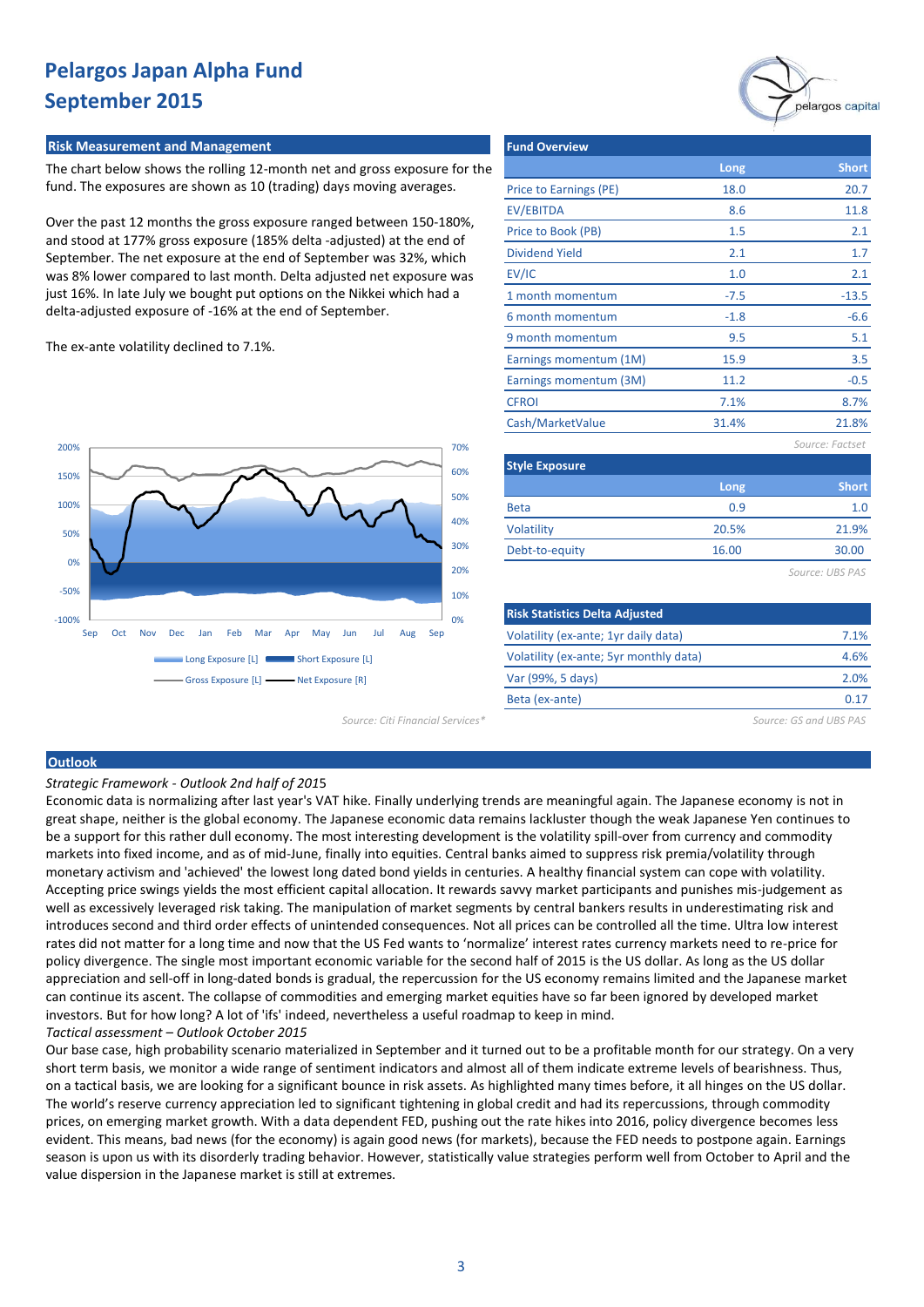# Pelargos Japan Alpha Fund
# September 2015

## Risk Measurement and Management

The chart below shows the rolling 12-month net and gross exposure for the fund. The exposures are shown as 10 (trading) days moving averages.

Over the past 12 months the gross exposure ranged between 150-180%, and stood at 177% gross exposure (185% delta -adjusted) at the end of September. The net exposure at the end of September was 32%, which was 8% lower compared to last month. Delta adjusted net exposure was just 16%. In late July we bought put options on the Nikkei which had a delta-adjusted exposure of -16% at the end of September.

The ex-ante volatility declined to 7.1%.

Long Exposure [L] | Short Exposure [L] | Gross Exposure [L] | Net Exposure [R]

Source: Citi Financial Services*

## Fund Overview

| | Long | Short |
|---|---|---|
| Price to Earnings (PE) | 18.0 | 20.7 |
| EV/EBITDA | 8.6 | 11.8 |
| Price to Book (PB) | 1.5 | 2.1 |
| Dividend Yield | 2.1 | 1.7 |
| EV/IC | 1.0 | 2.1 |
| 1 month momentum | -7.5 | -13.5 |
| 6 month momentum | -1.8 | -6.6 |
| 9 month momentum | 9.5 | 5.1 |
| Earnings momentum (1M) | 15.9 | 3.5 |
| Earnings momentum (3M) | 11.2 | -0.5 |
| CFROI | 7.1% | 8.7% |
| Cash/MarketValue | 31.4% | 21.8% |

*Source: Factset*

## Style Exposure

| | Long | Short |
|---|---|---|
| Beta | 0.9 | 1.0 |
| Volatility | 20.5% | 21.9% |
| Debt-to-equity | 16.00 | 30.00 |

*Source: UBS PAS*

## Risk Statistics Delta Adjusted

| | |
|---|---|
| Volatility (ex-ante; 1yr daily data) | 7.1% |
| Volatility (ex-ante; 5yr monthly data) | 4.6% |
| Var (99%, 5 days) | 2.0% |
| Beta (ex-ante) | 0.17 |

*Source: GS and UBS PAS*

## Outlook

*Strategic Framework - Outlook 2nd half of 2015*

Economic data is normalizing after last year's VAT hike. Finally underlying trends are meaningful again. The Japanese economy is not in great shape, neither is the global economy. The Japanese economic data remains lackluster though the weak Japanese Yen continues to be a support for this rather dull economy. The most interesting development is the volatility spill-over from currency and commodity markets into fixed income, and as of mid-June, finally into equities. Central banks aimed to suppress risk premia/volatility through monetary activism and 'achieved' the lowest long dated bond yields in centuries. A healthy financial system can cope with volatility. Accepting price swings yields the most efficient capital allocation. It rewards savvy market participants and punishes mis-judgement as well as excessively leveraged risk taking. The manipulation of market segments by central bankers results in underestimating risk and introduces second and third order effects of unintended consequences. Not all prices can be controlled all the time. Ultra low interest rates did not matter for a long time and now that the US Fed wants to 'normalize' interest rates currency markets need to re-price for policy divergence. The single most important economic variable for the second half of 2015 is the US dollar. As long as the US dollar appreciation and sell-off in long-dated bonds is gradual, the repercussion for the US economy remains limited and the Japanese market can continue its ascent. The collapse of commodities and emerging market equities have so far been ignored by developed market investors. But for how long? A lot of 'ifs' indeed, nevertheless a useful roadmap to keep in mind.

*Tactical assessment – Outlook October 2015*

Our base case, high probability scenario materialized in September and it turned out to be a profitable month for our strategy. On a very short term basis, we monitor a wide range of sentiment indicators and almost all of them indicate extreme levels of bearishness. Thus, on a tactical basis, we are looking for a significant bounce in risk assets. As highlighted many times before, it all hinges on the US dollar. The world's reserve currency appreciation led to significant tightening in global credit and had its repercussions, through commodity prices, on emerging market growth. With a data dependent FED, pushing out the rate hikes into 2016, policy divergence becomes less evident. This means, bad news (for the economy) is again good news (for markets), because the FED needs to postpone again. Earnings season is upon us with its disorderly trading behavior. However, statistically value strategies perform well from October to April and the value dispersion in the Japanese market is still at extremes.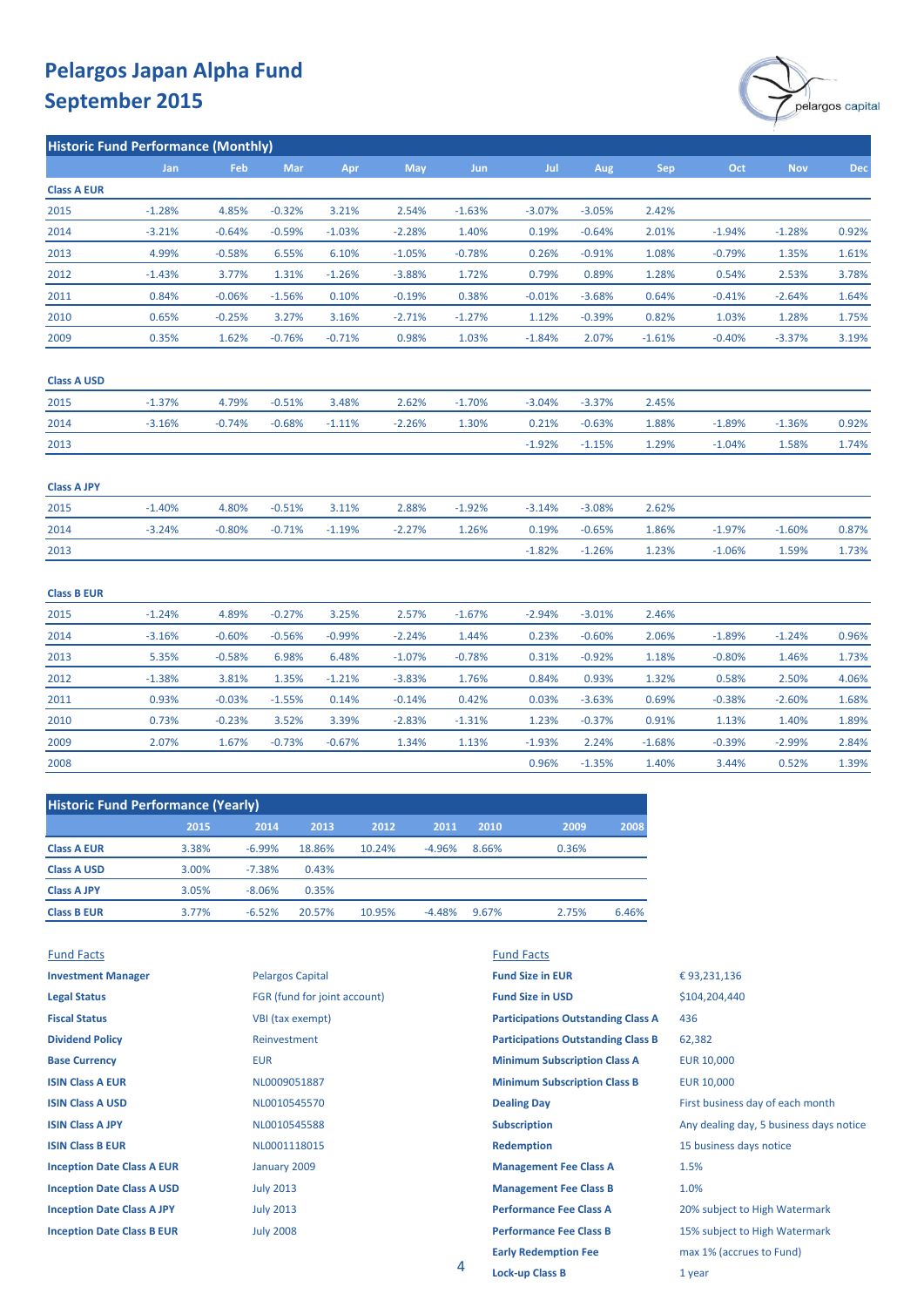# Pelargos Japan Alpha Fund
# September 2015

## Historic Fund Performance (Monthly)

| | Jan | Feb | Mar | Apr | May | Jun | Jul | Aug | Sep | Oct | Nov | Dec |
|---|---|---|---|---|---|---|---|---|---|---|---|---|
| **Class A EUR** | | | | | | | | | | | | |
| 2015 | -1.28% | 4.85% | -0.32% | 3.21% | 2.54% | -1.63% | -3.07% | -3.05% | 2.42% | | | |
| 2014 | -3.21% | -0.64% | -0.59% | -1.03% | -2.28% | 1.40% | 0.19% | -0.64% | 2.01% | -1.94% | -1.28% | 0.92% |
| 2013 | 4.99% | -0.58% | 6.55% | 6.10% | -1.05% | -0.78% | 0.26% | -0.91% | 1.08% | -0.79% | 1.35% | 1.61% |
| 2012 | -1.43% | 3.77% | 1.31% | -1.26% | -3.88% | 1.72% | 0.79% | 0.89% | 1.28% | 0.54% | 2.53% | 3.78% |
| 2011 | 0.84% | -0.06% | -1.56% | 0.10% | -0.19% | 0.38% | -0.01% | -3.68% | 0.64% | -0.41% | -2.64% | 1.64% |
| 2010 | 0.65% | -0.25% | 3.27% | 3.16% | -2.71% | -1.27% | 1.12% | -0.39% | 0.82% | 1.03% | 1.28% | 1.75% |
| 2009 | 0.35% | 1.62% | -0.76% | -0.71% | 0.98% | 1.03% | -1.84% | 2.07% | -1.61% | -0.40% | -3.37% | 3.19% |
| **Class A USD** | | | | | | | | | | | | |
| 2015 | -1.37% | 4.79% | -0.51% | 3.48% | 2.62% | -1.70% | -3.04% | -3.37% | 2.45% | | | |
| 2014 | -3.16% | -0.74% | -0.68% | -1.11% | -2.26% | 1.30% | 0.21% | -0.63% | 1.88% | -1.89% | -1.36% | 0.92% |
| 2013 | | | | | | | -1.92% | -1.15% | 1.29% | -1.04% | 1.58% | 1.74% |
| **Class A JPY** | | | | | | | | | | | | |
| 2015 | -1.40% | 4.80% | -0.51% | 3.11% | 2.88% | -1.92% | -3.14% | -3.08% | 2.62% | | | |
| 2014 | -3.24% | -0.80% | -0.71% | -1.19% | -2.27% | 1.26% | 0.19% | -0.65% | 1.86% | -1.97% | -1.60% | 0.87% |
| 2013 | | | | | | | -1.82% | -1.26% | 1.23% | -1.06% | 1.59% | 1.73% |
| **Class B EUR** | | | | | | | | | | | | |
| 2015 | -1.24% | 4.89% | -0.27% | 3.25% | 2.57% | -1.67% | -2.94% | -3.01% | 2.46% | | | |
| 2014 | -3.16% | -0.60% | -0.56% | -0.99% | -2.24% | 1.44% | 0.23% | -0.60% | 2.06% | -1.89% | -1.24% | 0.96% |
| 2013 | 5.35% | -0.58% | 6.98% | 6.48% | -1.07% | -0.78% | 0.31% | -0.92% | 1.18% | -0.80% | 1.46% | 1.73% |
| 2012 | -1.38% | 3.81% | 1.35% | -1.21% | -3.83% | 1.76% | 0.84% | 0.93% | 1.32% | 0.58% | 2.50% | 4.06% |
| 2011 | 0.93% | -0.03% | -1.55% | 0.14% | -0.14% | 0.42% | 0.03% | -3.63% | 0.69% | -0.38% | -2.60% | 1.68% |
| 2010 | 0.73% | -0.23% | 3.52% | 3.39% | -2.83% | -1.31% | 1.23% | -0.37% | 0.91% | 1.13% | 1.40% | 1.89% |
| 2009 | 2.07% | 1.67% | -0.73% | -0.67% | 1.34% | 1.13% | -1.93% | 2.24% | -1.68% | -0.39% | -2.99% | 2.84% |
| 2008 | | | | | | | 0.96% | -1.35% | 1.40% | 3.44% | 0.52% | 1.39% |

## Historic Fund Performance (Yearly)

| | 2015 | 2014 | 2013 | 2012 | 2011 | 2010 | 2009 | 2008 |
|---|---|---|---|---|---|---|---|---|
| **Class A EUR** | 3.38% | -6.99% | 18.86% | 10.24% | -4.96% | 8.66% | 0.36% | |
| **Class A USD** | 3.00% | -7.38% | 0.43% | | | | | |
| **Class A JPY** | 3.05% | -8.06% | 0.35% | | | | | |
| **Class B EUR** | 3.77% | -6.52% | 20.57% | 10.95% | -4.48% | 9.67% | 2.75% | 6.46% |

## Fund Facts

| | |
|---|---|
| **Investment Manager** | Pelargos Capital |
| **Legal Status** | FGR (fund for joint account) |
| **Fiscal Status** | VBI (tax exempt) |
| **Dividend Policy** | Reinvestment |
| **Base Currency** | EUR |
| **ISIN Class A EUR** | NL0009051887 |
| **ISIN Class A USD** | NL0010545570 |
| **ISIN Class A JPY** | NL0010545588 |
| **ISIN Class B EUR** | NL0001118015 |
| **Inception Date Class A EUR** | January 2009 |
| **Inception Date Class A USD** | July 2013 |
| **Inception Date Class A JPY** | July 2013 |
| **Inception Date Class B EUR** | July 2008 |

## Fund Facts

| | |
|---|---|
| **Fund Size in EUR** | € 93,231,136 |
| **Fund Size in USD** | $104,204,440 |
| **Participations Outstanding Class A** | 436 |
| **Participations Outstanding Class B** | 62,382 |
| **Minimum Subscription Class A** | EUR 10,000 |
| **Minimum Subscription Class B** | EUR 10,000 |
| **Dealing Day** | First business day of each month |
| **Subscription** | Any dealing day, 5 business days notice |
| **Redemption** | 15 business days notice |
| **Management Fee Class A** | 1.5% |
| **Management Fee Class B** | 1.0% |
| **Performance Fee Class A** | 20% subject to High Watermark |
| **Performance Fee Class B** | 15% subject to High Watermark |
| **Early Redemption Fee** | max 1% (accrues to Fund) |
| **Lock-up Class B** | 1 year |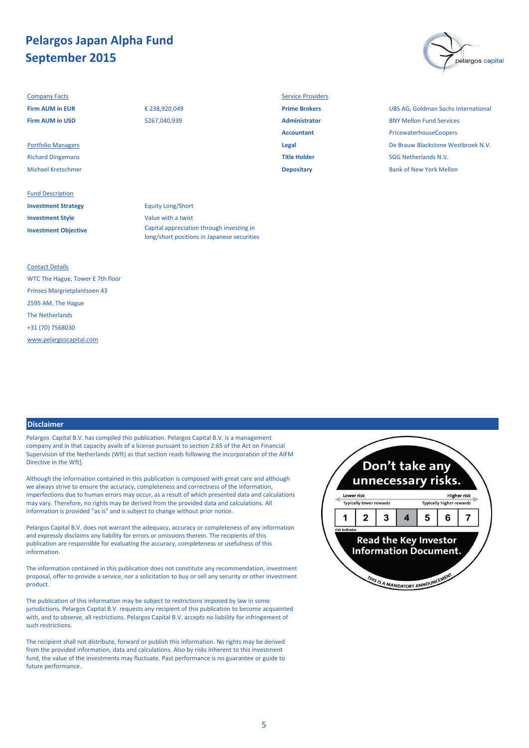# Pelargos Japan Alpha Fund
# September 2015

pelargos capital

Company Facts

| | |
|---|---|
| **Firm AUM in EUR** | € 238,920,049 |
| **Firm AUM in USD** | $267,040,939 |

Portfolio Managers

Richard Dingemans

Michael Kretschmer

Fund Description

| | |
|---|---|
| **Investment Strategy** | Equity Long/Short |
| **Investment Style** | Value with a twist |
| **Investment Objective** | Capital appreciation through investing in long/short positions in Japanese securities |

Contact Details

WTC The Hague, Tower E 7th floor

Prinses Margrietplantsoen 43

2595 AM, The Hague

The Netherlands

+31 (70) 7568030

www.pelargoscapital.com

Service Providers

| | |
|---|---|
| **Prime Brokers** | UBS AG, Goldman Sachs International |
| **Administrator** | BNY Mellon Fund Services |
| **Accountant** | PricewaterhouseCoopers |
| **Legal** | De Brauw Blackstone Westbroek N.V. |
| **Title Holder** | SGG Netherlands N.V. |
| **Depositary** | Bank of New York Mellon |

## Disclaimer

Pelargos Capital B.V. has compiled this publication. Pelargos Capital B.V. is a management company and in that capacity avails of a license pursuant to section 2:65 of the Act on Financial Supervision of the Netherlands (Wft) as that section reads following the incorporation of the AIFM Directive in the Wft].

Although the information contained in this publication is composed with great care and although we always strive to ensure the accuracy, completeness and correctness of the information, imperfections due to human errors may occur, as a result of which presented data and calculations may vary. Therefore, no rights may be derived from the provided data and calculations. All information is provided "as is" and is subject to change without prior notice.

Pelargos Capital B.V. does not warrant the adequacy, accuracy or completeness of any information and expressly disclaims any liability for errors or omissions therein. The recipients of this publication are responsible for evaluating the accuracy, completeness or usefulness of this information.

The information contained in this publication does not constitute any recommendation, investment proposal, offer to provide a service, nor a solicitation to buy or sell any security or other investment product.

The publication of this information may be subject to restrictions imposed by law in some jurisdictions. Pelargos Capital B.V. requests any recipient of this publication to become acquainted with, and to observe, all restrictions. Pelargos Capital B.V. accepts no liability for infringement of such restrictions.

The recipient shall not distribute, forward or publish this information. No rights may be derived from the provided information, data and calculations. Also by risks inherent to this investment fund, the value of the investments may fluctuate. Past performance is no guarantee or guide to future performance.

Don't take any unnecessary risks.

Lower risk — Typically lower rewards

Higher risk — Typically higher rewards

1 2 3 4 5 6 7

risk indicator

Read the Key Investor Information Document.

THIS IS A MANDATORY ANNOUNCEMENT